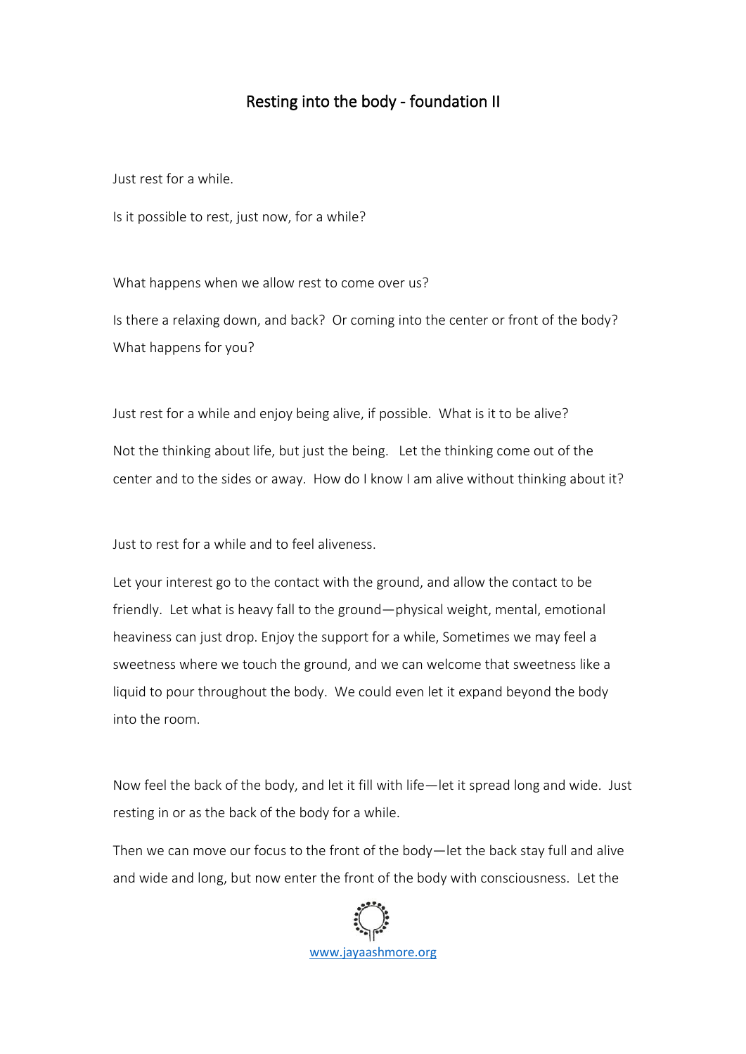# Resting into the body - foundation II

Just rest for a while.

Is it possible to rest, just now, for a while?

What happens when we allow rest to come over us?

Is there a relaxing down, and back? Or coming into the center or front of the body? What happens for you?

Just rest for a while and enjoy being alive, if possible. What is it to be alive?

Not the thinking about life, but just the being. Let the thinking come out of the center and to the sides or away. How do I know I am alive without thinking about it?

Just to rest for a while and to feel aliveness.

Let your interest go to the contact with the ground, and allow the contact to be friendly. Let what is heavy fall to the ground—physical weight, mental, emotional heaviness can just drop. Enjoy the support for a while, Sometimes we may feel a sweetness where we touch the ground, and we can welcome that sweetness like a liquid to pour throughout the body. We could even let it expand beyond the body into the room.

Now feel the back of the body, and let it fill with life—let it spread long and wide. Just resting in or as the back of the body for a while.

Then we can move our focus to the front of the body—let the back stay full and alive and wide and long, but now enter the front of the body with consciousness. Let the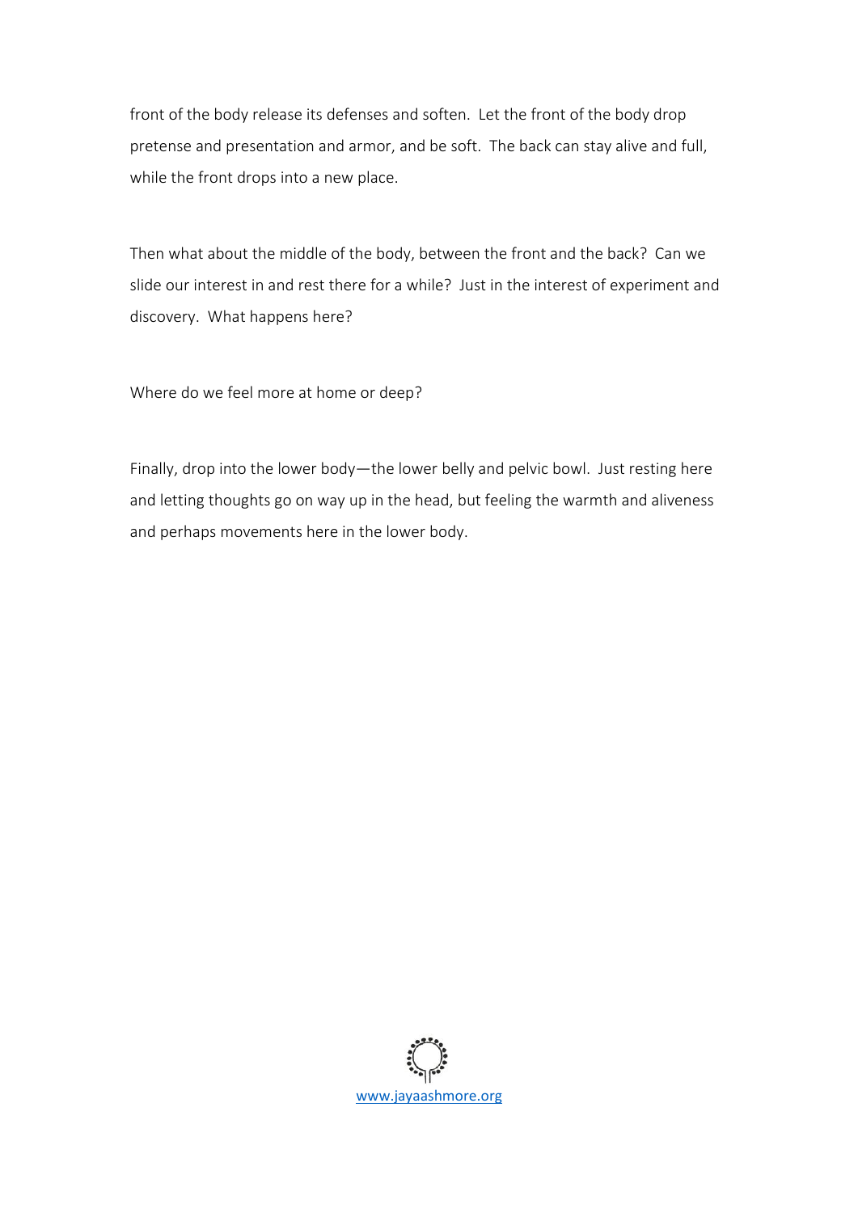front of the body release its defenses and soften. Let the front of the body drop pretense and presentation and armor, and be soft. The back can stay alive and full, while the front drops into a new place.

Then what about the middle of the body, between the front and the back? Can we slide our interest in and rest there for a while? Just in the interest of experiment and discovery. What happens here?

Where do we feel more at home or deep?

Finally, drop into the lower body—the lower belly and pelvic bowl. Just resting here and letting thoughts go on way up in the head, but feeling the warmth and aliveness and perhaps movements here in the lower body.